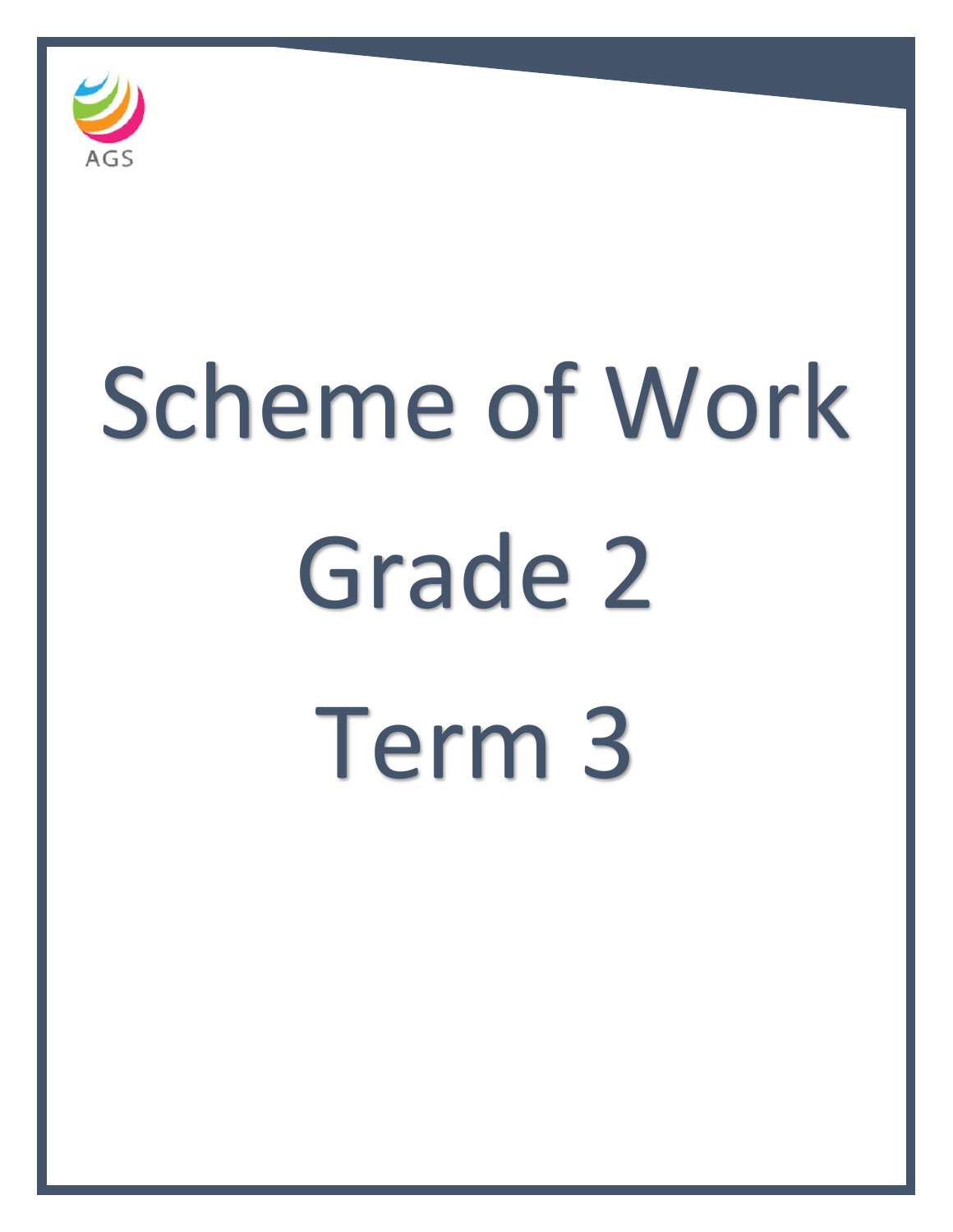AGS

# Scheme of Work

# Grade 2

# Term 3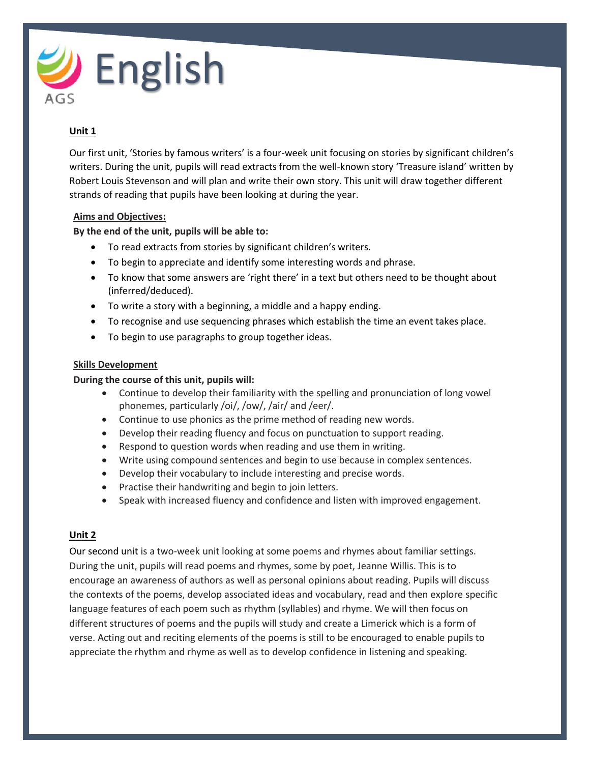# English

AGS

**Unit 1**

Our first unit, 'Stories by famous writers' is a four-week unit focusing on stories by significant children's writers. During the unit, pupils will read extracts from the well-known story 'Treasure island' written by Robert Louis Stevenson and will plan and write their own story. This unit will draw together different strands of reading that pupils have been looking at during the year.

**Aims and Objectives:**

**By the end of the unit, pupils will be able to:**

- To read extracts from stories by significant children's writers.
- To begin to appreciate and identify some interesting words and phrase.
- To know that some answers are 'right there' in a text but others need to be thought about (inferred/deduced).
- To write a story with a beginning, a middle and a happy ending.
- To recognise and use sequencing phrases which establish the time an event takes place.
- To begin to use paragraphs to group together ideas.

**Skills Development**

**During the course of this unit, pupils will:**

- Continue to develop their familiarity with the spelling and pronunciation of long vowel phonemes, particularly /oi/, /ow/, /air/ and /eer/.
- Continue to use phonics as the prime method of reading new words.
- Develop their reading fluency and focus on punctuation to support reading.
- Respond to question words when reading and use them in writing.
- Write using compound sentences and begin to use because in complex sentences.
- Develop their vocabulary to include interesting and precise words.
- Practise their handwriting and begin to join letters.
- Speak with increased fluency and confidence and listen with improved engagement.

**Unit 2**

Our second unit is a two-week unit looking at some poems and rhymes about familiar settings. During the unit, pupils will read poems and rhymes, some by poet, Jeanne Willis. This is to encourage an awareness of authors as well as personal opinions about reading. Pupils will discuss the contexts of the poems, develop associated ideas and vocabulary, read and then explore specific language features of each poem such as rhythm (syllables) and rhyme. We will then focus on different structures of poems and the pupils will study and create a Limerick which is a form of verse. Acting out and reciting elements of the poems is still to be encouraged to enable pupils to appreciate the rhythm and rhyme as well as to develop confidence in listening and speaking.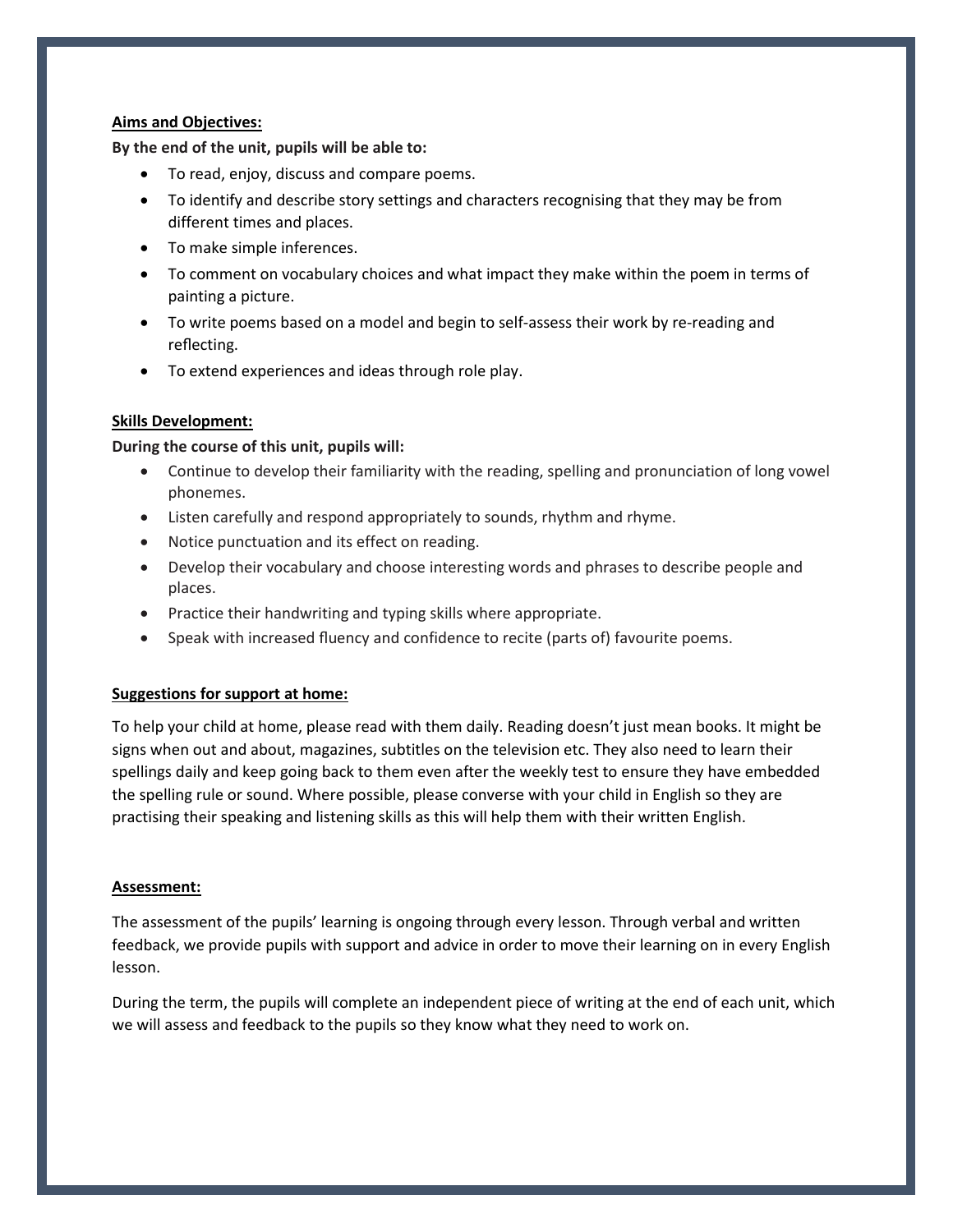**Aims and Objectives:**

**By the end of the unit, pupils will be able to:**

- To read, enjoy, discuss and compare poems.
- To identify and describe story settings and characters recognising that they may be from different times and places.
- To make simple inferences.
- To comment on vocabulary choices and what impact they make within the poem in terms of painting a picture.
- To write poems based on a model and begin to self-assess their work by re-reading and reflecting.
- To extend experiences and ideas through role play.

**Skills Development:**

**During the course of this unit, pupils will:**

- Continue to develop their familiarity with the reading, spelling and pronunciation of long vowel phonemes.
- Listen carefully and respond appropriately to sounds, rhythm and rhyme.
- Notice punctuation and its effect on reading.
- Develop their vocabulary and choose interesting words and phrases to describe people and places.
- Practice their handwriting and typing skills where appropriate.
- Speak with increased fluency and confidence to recite (parts of) favourite poems.

**Suggestions for support at home:**

To help your child at home, please read with them daily. Reading doesn't just mean books. It might be signs when out and about, magazines, subtitles on the television etc. They also need to learn their spellings daily and keep going back to them even after the weekly test to ensure they have embedded the spelling rule or sound. Where possible, please converse with your child in English so they are practising their speaking and listening skills as this will help them with their written English.

**Assessment:**

The assessment of the pupils' learning is ongoing through every lesson. Through verbal and written feedback, we provide pupils with support and advice in order to move their learning on in every English lesson.

During the term, the pupils will complete an independent piece of writing at the end of each unit, which we will assess and feedback to the pupils so they know what they need to work on.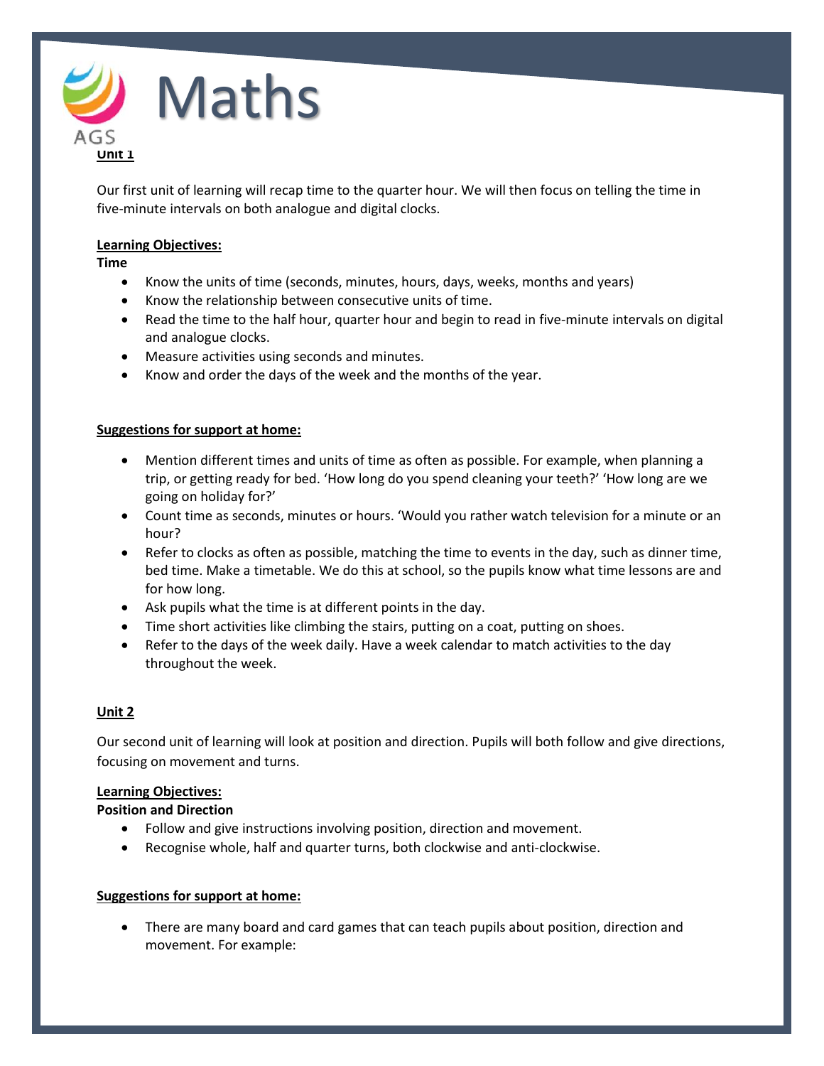# Maths

**Unit 1**

Our first unit of learning will recap time to the quarter hour. We will then focus on telling the time in five-minute intervals on both analogue and digital clocks.

**Learning Objectives:**

**Time**

- Know the units of time (seconds, minutes, hours, days, weeks, months and years)
- Know the relationship between consecutive units of time.
- Read the time to the half hour, quarter hour and begin to read in five-minute intervals on digital and analogue clocks.
- Measure activities using seconds and minutes.
- Know and order the days of the week and the months of the year.

**Suggestions for support at home:**

- Mention different times and units of time as often as possible. For example, when planning a trip, or getting ready for bed. 'How long do you spend cleaning your teeth?' 'How long are we going on holiday for?'
- Count time as seconds, minutes or hours. 'Would you rather watch television for a minute or an hour?
- Refer to clocks as often as possible, matching the time to events in the day, such as dinner time, bed time. Make a timetable. We do this at school, so the pupils know what time lessons are and for how long.
- Ask pupils what the time is at different points in the day.
- Time short activities like climbing the stairs, putting on a coat, putting on shoes.
- Refer to the days of the week daily. Have a week calendar to match activities to the day throughout the week.

**Unit 2**

Our second unit of learning will look at position and direction. Pupils will both follow and give directions, focusing on movement and turns.

**Learning Objectives:**

**Position and Direction**

- Follow and give instructions involving position, direction and movement.
- Recognise whole, half and quarter turns, both clockwise and anti-clockwise.

**Suggestions for support at home:**

- There are many board and card games that can teach pupils about position, direction and movement. For example: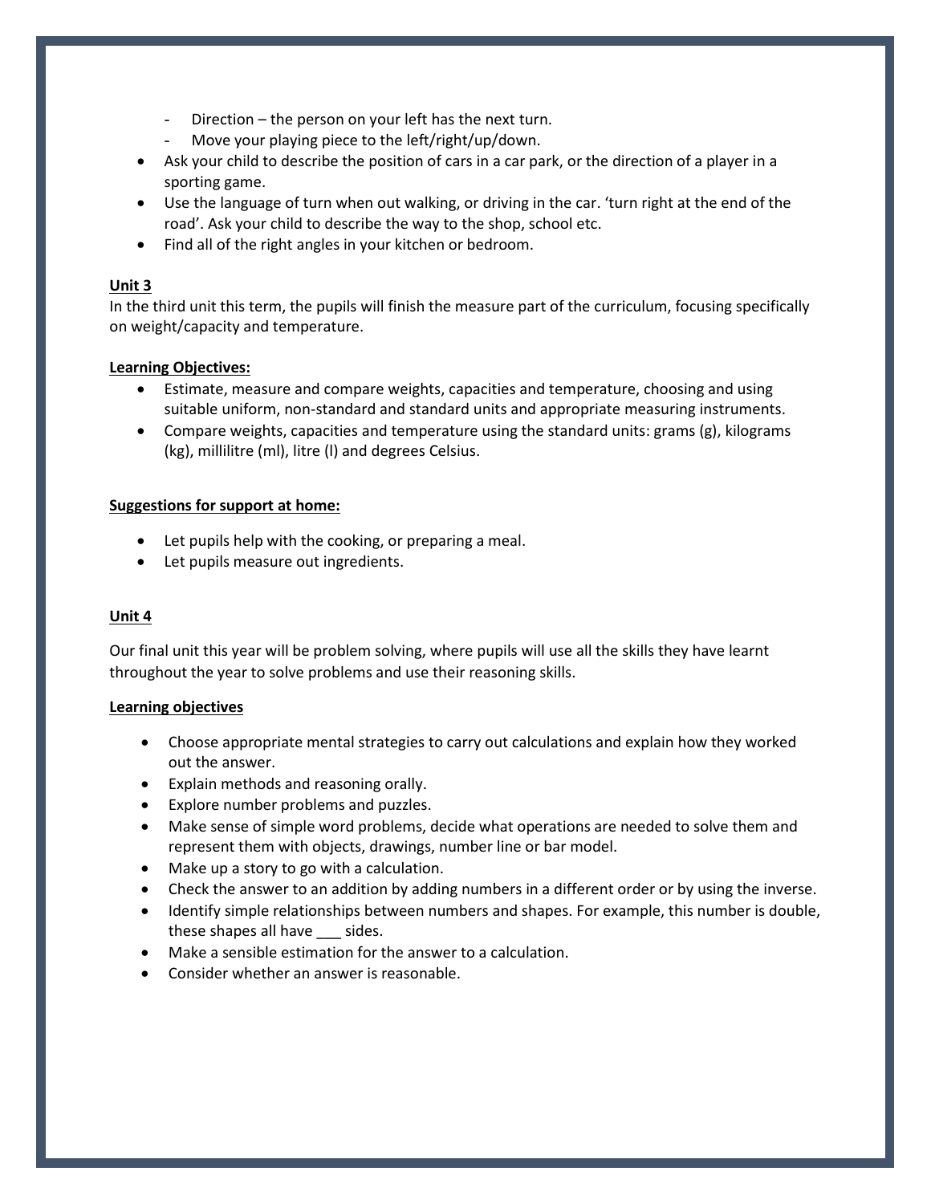- Direction – the person on your left has the next turn.
  - Move your playing piece to the left/right/up/down.
- Ask your child to describe the position of cars in a car park, or the direction of a player in a sporting game.
- Use the language of turn when out walking, or driving in the car. 'turn right at the end of the road'. Ask your child to describe the way to the shop, school etc.
- Find all of the right angles in your kitchen or bedroom.

**<u>Unit 3</u>**

In the third unit this term, the pupils will finish the measure part of the curriculum, focusing specifically on weight/capacity and temperature.

**<u>Learning Objectives:</u>**

- Estimate, measure and compare weights, capacities and temperature, choosing and using suitable uniform, non-standard and standard units and appropriate measuring instruments.
- Compare weights, capacities and temperature using the standard units: grams (g), kilograms (kg), millilitre (ml), litre (l) and degrees Celsius.

**<u>Suggestions for support at home:</u>**

- Let pupils help with the cooking, or preparing a meal.
- Let pupils measure out ingredients.

**<u>Unit 4</u>**

Our final unit this year will be problem solving, where pupils will use all the skills they have learnt throughout the year to solve problems and use their reasoning skills.

**<u>Learning objectives</u>**

- Choose appropriate mental strategies to carry out calculations and explain how they worked out the answer.
- Explain methods and reasoning orally.
- Explore number problems and puzzles.
- Make sense of simple word problems, decide what operations are needed to solve them and represent them with objects, drawings, number line or bar model.
- Make up a story to go with a calculation.
- Check the answer to an addition by adding numbers in a different order or by using the inverse.
- Identify simple relationships between numbers and shapes. For example, this number is double, these shapes all have ___ sides.
- Make a sensible estimation for the answer to a calculation.
- Consider whether an answer is reasonable.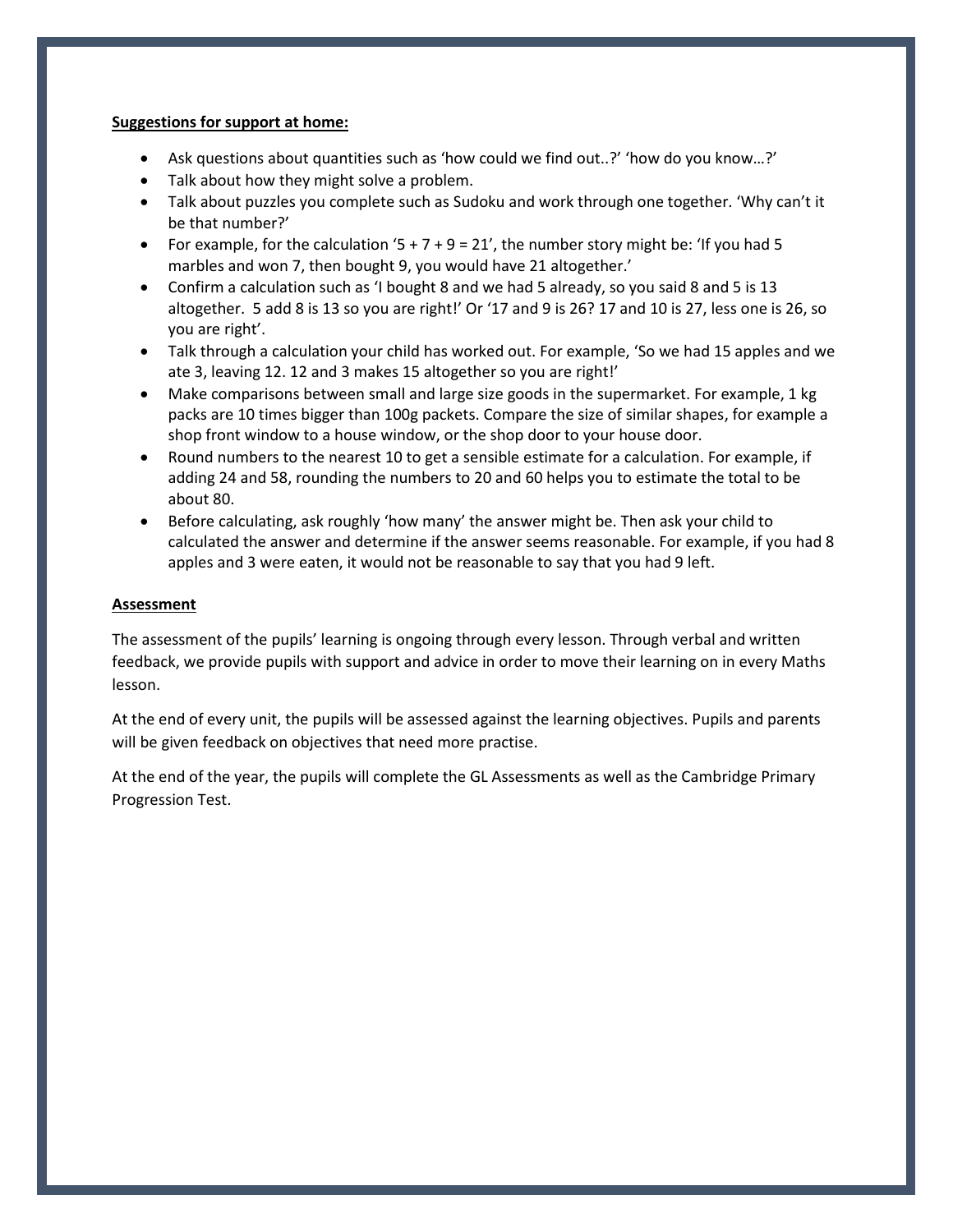**Suggestions for support at home:**

- Ask questions about quantities such as 'how could we find out..?' 'how do you know…?'
- Talk about how they might solve a problem.
- Talk about puzzles you complete such as Sudoku and work through one together. 'Why can't it be that number?'
- For example, for the calculation '5 + 7 + 9 = 21', the number story might be: 'If you had 5 marbles and won 7, then bought 9, you would have 21 altogether.'
- Confirm a calculation such as 'I bought 8 and we had 5 already, so you said 8 and 5 is 13 altogether. 5 add 8 is 13 so you are right!' Or '17 and 9 is 26? 17 and 10 is 27, less one is 26, so you are right'.
- Talk through a calculation your child has worked out. For example, 'So we had 15 apples and we ate 3, leaving 12. 12 and 3 makes 15 altogether so you are right!'
- Make comparisons between small and large size goods in the supermarket. For example, 1 kg packs are 10 times bigger than 100g packets. Compare the size of similar shapes, for example a shop front window to a house window, or the shop door to your house door.
- Round numbers to the nearest 10 to get a sensible estimate for a calculation. For example, if adding 24 and 58, rounding the numbers to 20 and 60 helps you to estimate the total to be about 80.
- Before calculating, ask roughly 'how many' the answer might be. Then ask your child to calculated the answer and determine if the answer seems reasonable. For example, if you had 8 apples and 3 were eaten, it would not be reasonable to say that you had 9 left.

**Assessment**

The assessment of the pupils' learning is ongoing through every lesson. Through verbal and written feedback, we provide pupils with support and advice in order to move their learning on in every Maths lesson.

At the end of every unit, the pupils will be assessed against the learning objectives. Pupils and parents will be given feedback on objectives that need more practise.

At the end of the year, the pupils will complete the GL Assessments as well as the Cambridge Primary Progression Test.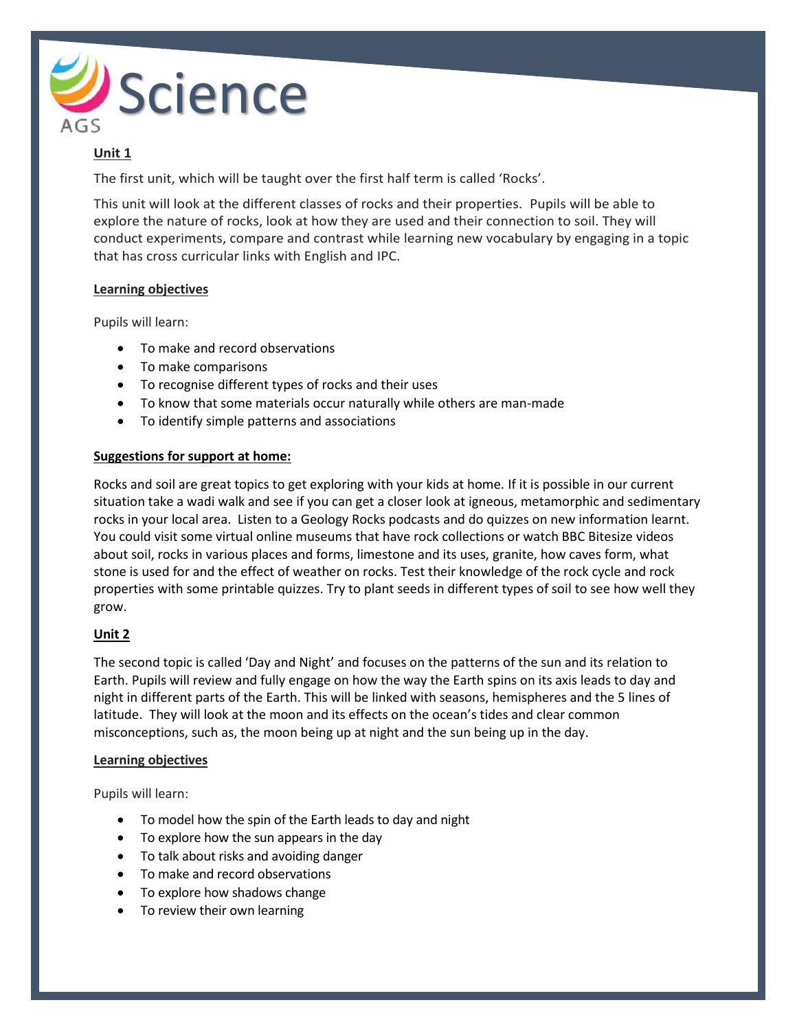# Science

AGS

**Unit 1**

The first unit, which will be taught over the first half term is called 'Rocks'.

This unit will look at the different classes of rocks and their properties. Pupils will be able to explore the nature of rocks, look at how they are used and their connection to soil. They will conduct experiments, compare and contrast while learning new vocabulary by engaging in a topic that has cross curricular links with English and IPC.

**Learning objectives**

Pupils will learn:

- To make and record observations
- To make comparisons
- To recognise different types of rocks and their uses
- To know that some materials occur naturally while others are man-made
- To identify simple patterns and associations

**Suggestions for support at home:**

Rocks and soil are great topics to get exploring with your kids at home. If it is possible in our current situation take a wadi walk and see if you can get a closer look at igneous, metamorphic and sedimentary rocks in your local area. Listen to a Geology Rocks podcasts and do quizzes on new information learnt. You could visit some virtual online museums that have rock collections or watch BBC Bitesize videos about soil, rocks in various places and forms, limestone and its uses, granite, how caves form, what stone is used for and the effect of weather on rocks. Test their knowledge of the rock cycle and rock properties with some printable quizzes. Try to plant seeds in different types of soil to see how well they grow.

**Unit 2**

The second topic is called 'Day and Night' and focuses on the patterns of the sun and its relation to Earth. Pupils will review and fully engage on how the way the Earth spins on its axis leads to day and night in different parts of the Earth. This will be linked with seasons, hemispheres and the 5 lines of latitude. They will look at the moon and its effects on the ocean's tides and clear common misconceptions, such as, the moon being up at night and the sun being up in the day.

**Learning objectives**

Pupils will learn:

- To model how the spin of the Earth leads to day and night
- To explore how the sun appears in the day
- To talk about risks and avoiding danger
- To make and record observations
- To explore how shadows change
- To review their own learning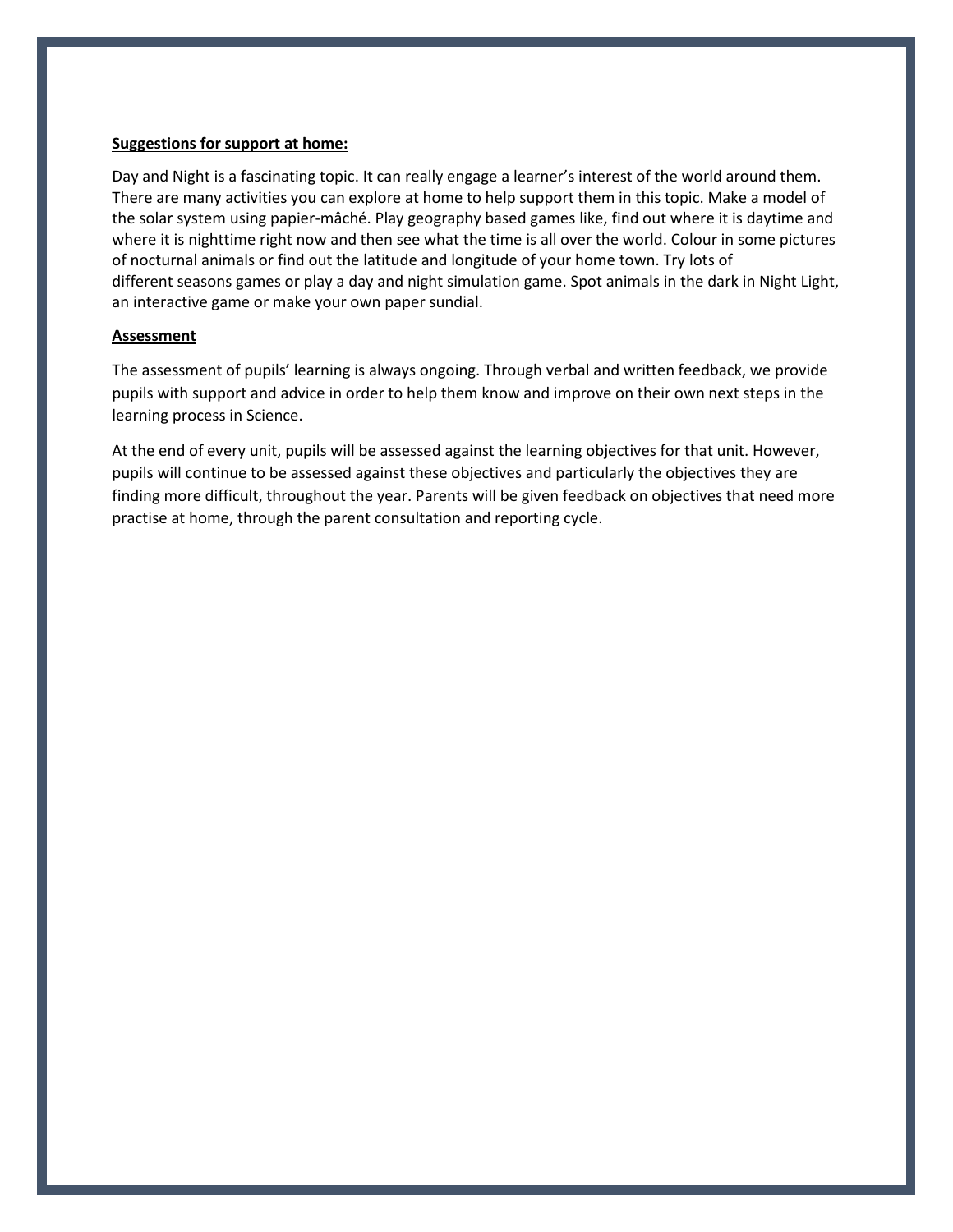**Suggestions for support at home:**

Day and Night is a fascinating topic. It can really engage a learner's interest of the world around them. There are many activities you can explore at home to help support them in this topic. Make a model of the solar system using papier-mâché. Play geography based games like, find out where it is daytime and where it is nighttime right now and then see what the time is all over the world. Colour in some pictures of nocturnal animals or find out the latitude and longitude of your home town. Try lots of different seasons games or play a day and night simulation game. Spot animals in the dark in Night Light, an interactive game or make your own paper sundial.

**Assessment**

The assessment of pupils' learning is always ongoing. Through verbal and written feedback, we provide pupils with support and advice in order to help them know and improve on their own next steps in the learning process in Science.

At the end of every unit, pupils will be assessed against the learning objectives for that unit. However, pupils will continue to be assessed against these objectives and particularly the objectives they are finding more difficult, throughout the year. Parents will be given feedback on objectives that need more practise at home, through the parent consultation and reporting cycle.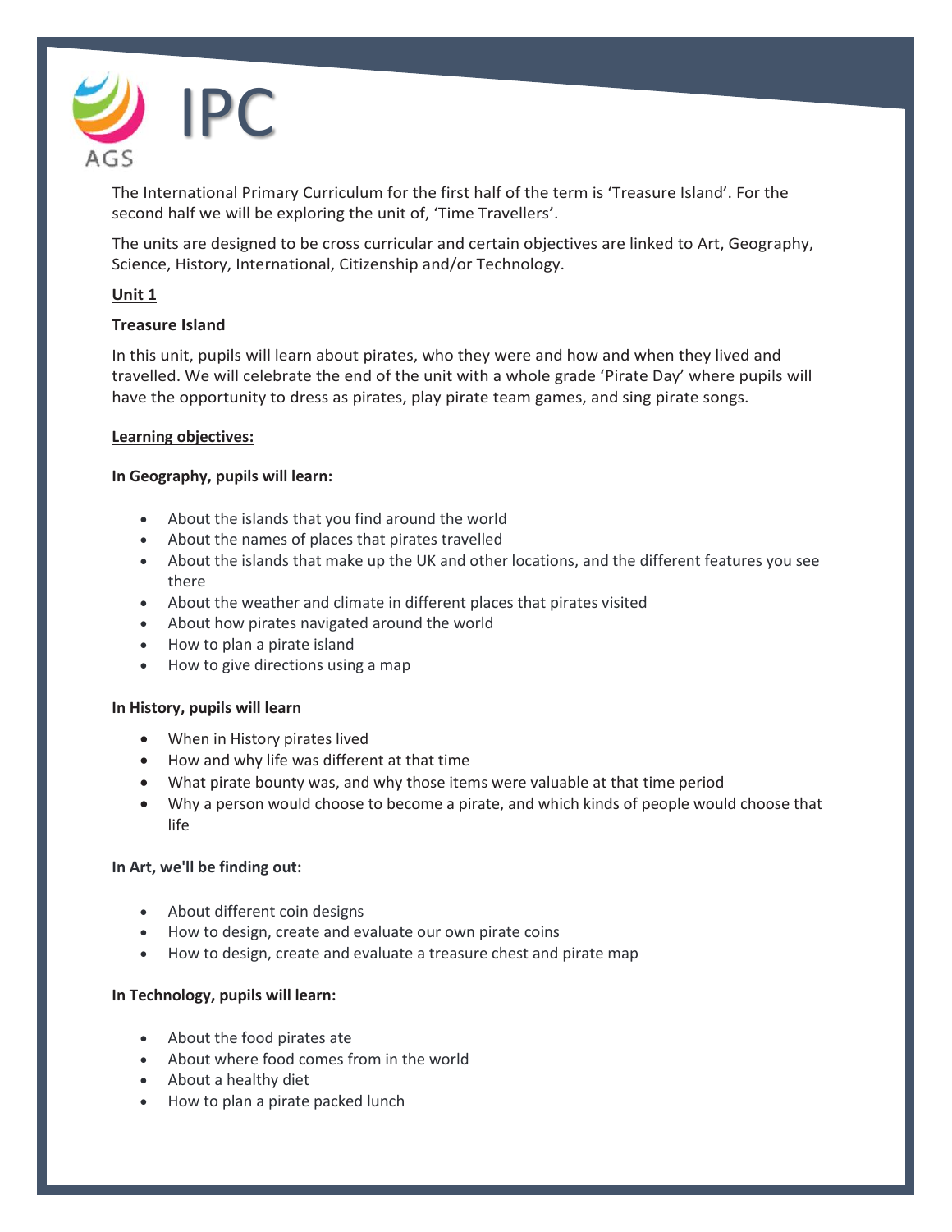# IPC

AGS

The International Primary Curriculum for the first half of the term is 'Treasure Island'. For the second half we will be exploring the unit of, 'Time Travellers'.

The units are designed to be cross curricular and certain objectives are linked to Art, Geography, Science, History, International, Citizenship and/or Technology.

## Unit 1

### Treasure Island

In this unit, pupils will learn about pupils will learn about pirates, who they were and how and when they lived and travelled. We will celebrate the end of the unit with a whole grade 'Pirate Day' where pupils will have the opportunity to dress as pirates, play pirate team games, and sing pirate songs.

#### Learning objectives:

**In Geography, pupils will learn:**

- About the islands that you find around the world
- About the names of places that pirates travelled
- About the islands that make up the UK and other locations, and the different features you see there
- About the weather and climate in different places that pirates visited
- About how pirates navigated around the world
- How to plan a pirate island
- How to give directions using a map

**In History, pupils will learn**

- When in History pirates lived
- How and why life was different at that time
- What pirate bounty was, and why those items were valuable at that time period
- Why a person would choose to become a pirate, and which kinds of people would choose that life

**In Art, we'll be finding out:**

- About different coin designs
- How to design, create and evaluate our own pirate coins
- How to design, create and evaluate a treasure chest and pirate map

**In Technology, pupils will learn:**

- About the food pirates ate
- About where food comes from in the world
- About a healthy diet
- How to plan a pirate packed lunch

# IPC

AGS

The International Primary Curriculum for the first half of the term is 'Treasure Island'. For the second half we will be exploring the unit of, 'Time Travellers'.

The units are designed to be cross curricular and certain objectives are linked to Art, Geography, Science, History, International, Citizenship and/or Technology.

## Unit 1

### Treasure Island

In this unit, pupils will learn about pirates, who they were and how and when they lived and travelled. We will celebrate the end of the unit with a whole grade 'Pirate Day' where pupils will have the opportunity to dress as pirates, play pirate team games, and sing pirate songs.

#### Learning objectives:

**In Geography, pupils will learn:**

- About the islands that you find around the world
- About the names of places that pirates travelled
- About the islands that make up the UK and other locations, and the different features you see there
- About the weather and climate in different places that pirates visited
- About how pirates navigated around the world
- How to plan a pirate island
- How to give directions using a map

**In History, pupils will learn**

- When in History pirates lived
- How and why life was different at that time
- What pirate bounty was, and why those items were valuable at that time period
- Why a person would choose to become a pirate, and which kinds of people would choose that life

**In Art, we'll be finding out:**

- About different coin designs
- How to design, create and evaluate our own pirate coins
- How to design, create and evaluate a treasure chest and pirate map

**In Technology, pupils will learn:**

- About the food pirates ate
- About where food comes from in the world
- About a healthy diet
- How to plan a pirate packed lunch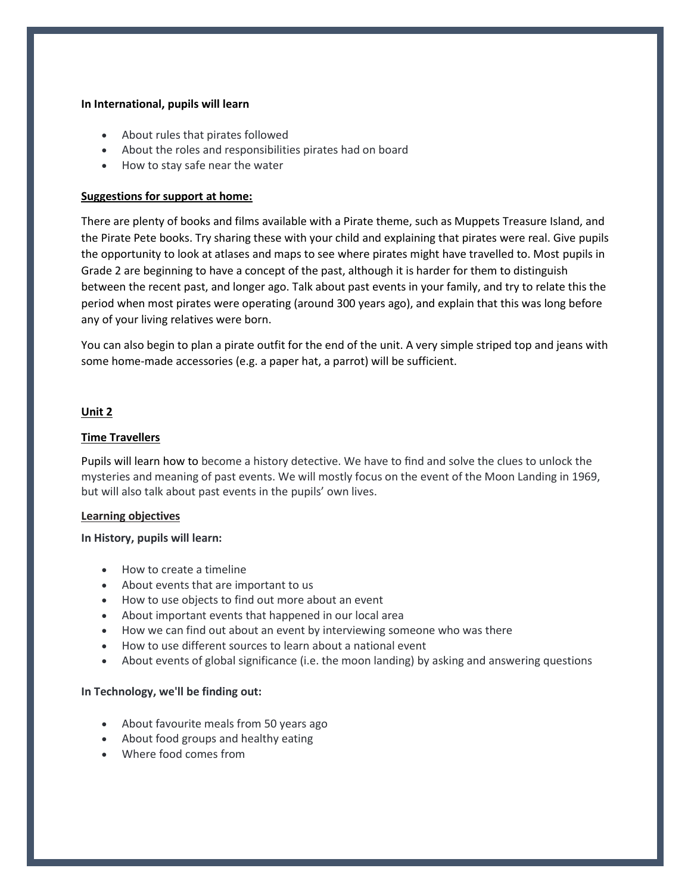**In International, pupils will learn**

- About rules that pirates followed
- About the roles and responsibilities pirates had on board
- How to stay safe near the water

**Suggestions for support at home:**

There are plenty of books and films available with a Pirate theme, such as Muppets Treasure Island, and the Pirate Pete books. Try sharing these with your child and explaining that pirates were real. Give pupils the opportunity to look at atlases and maps to see where pirates might have travelled to. Most pupils in Grade 2 are beginning to have a concept of the past, although it is harder for them to distinguish between the recent past, and longer ago. Talk about past events in your family, and try to relate this the period when most pirates were operating (around 300 years ago), and explain that this was long before any of your living relatives were born.

You can also begin to plan a pirate outfit for the end of the unit. A very simple striped top and jeans with some home-made accessories (e.g. a paper hat, a parrot) will be sufficient.

## Unit 2

### Time Travellers

Pupils will learn how to become a history detective. We have to find and solve the clues to unlock the mysteries and meaning of past events. We will mostly focus on the event of the Moon Landing in 1969, but will also talk about past events in the pupils' own lives.

**Learning objectives**

**In History, pupils will learn:**

- How to create a timeline
- About events that are important to us
- How to use objects to find out more about an event
- About important events that happened in our local area
- How we can find out about an event by interviewing someone who was there
- How to use different sources to learn about a national event
- About events of global significance (i.e. the moon landing) by asking and answering questions

**In Technology, we'll be finding out:**

- About favourite meals from 50 years ago
- About food groups and healthy eating
- Where food comes from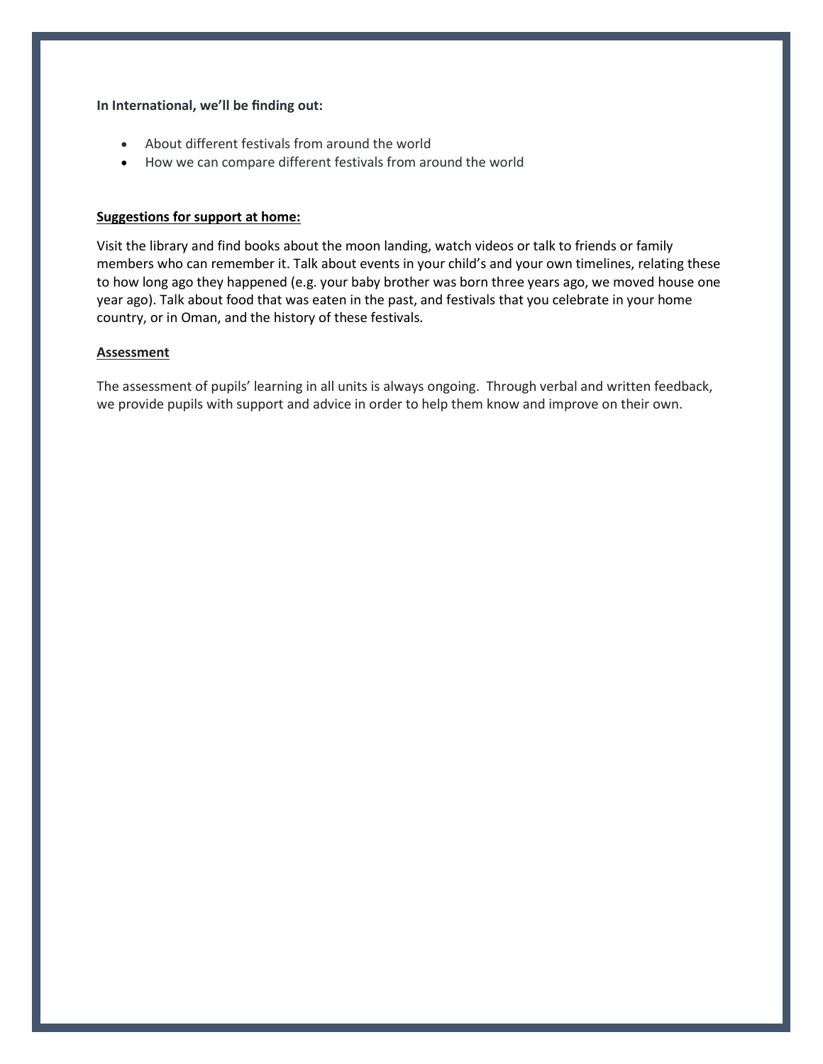**In International, we'll be finding out:**

- About different festivals from around the world
- How we can compare different festivals from around the world

**Suggestions for support at home:**

Visit the library and find books about the moon landing, watch videos or talk to friends or family members who can remember it. Talk about events in your child's and your own timelines, relating these to how long ago they happened (e.g. your baby brother was born three years ago, we moved house one year ago). Talk about food that was eaten in the past, and festivals that you celebrate in your home country, or in Oman, and the history of these festivals.

**Assessment**

The assessment of pupils' learning in all units is always ongoing. Through verbal and written feedback, we provide pupils with support and advice in order to help them know and improve on their own.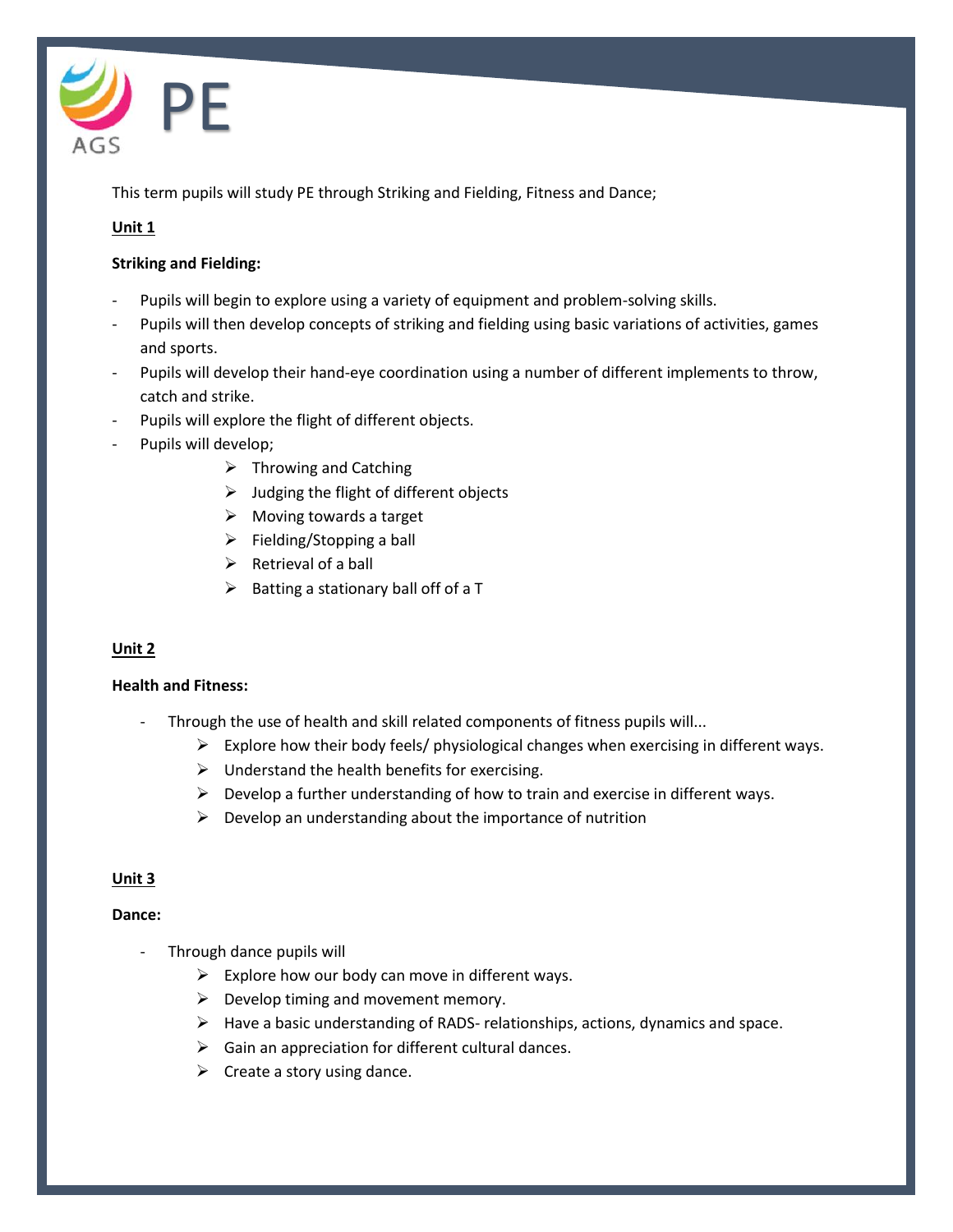# PE

This term pupils will study PE through Striking and Fielding, Fitness and Dance;

**Unit 1**

**Striking and Fielding:**

- Pupils will begin to explore using a variety of equipment and problem-solving skills.
- Pupils will then develop concepts of striking and fielding using basic variations of activities, games and sports.
- Pupils will develop their hand-eye coordination using a number of different implements to throw, catch and strike.
- Pupils will explore the flight of different objects.
- Pupils will develop;
    - Throwing and Catching
    - Judging the flight of different objects
    - Moving towards a target
    - Fielding/Stopping a ball
    - Retrieval of a ball
    - Batting a stationary ball off of a T

**Unit 2**

**Health and Fitness:**

- Through the use of health and skill related components of fitness pupils will...
    - Explore how their body feels/ physiological changes when exercising in different ways.
    - Understand the health benefits for exercising.
    - Develop a further understanding of how to train and exercise in different ways.
    - Develop an understanding about the importance of nutrition

**Unit 3**

**Dance:**

- Through dance pupils will
    - Explore how our body can move in different ways.
    - Develop timing and movement memory.
    - Have a basic understanding of RADS- relationships, actions, dynamics and space.
    - Gain an appreciation for different cultural dances.
    - Create a story using dance.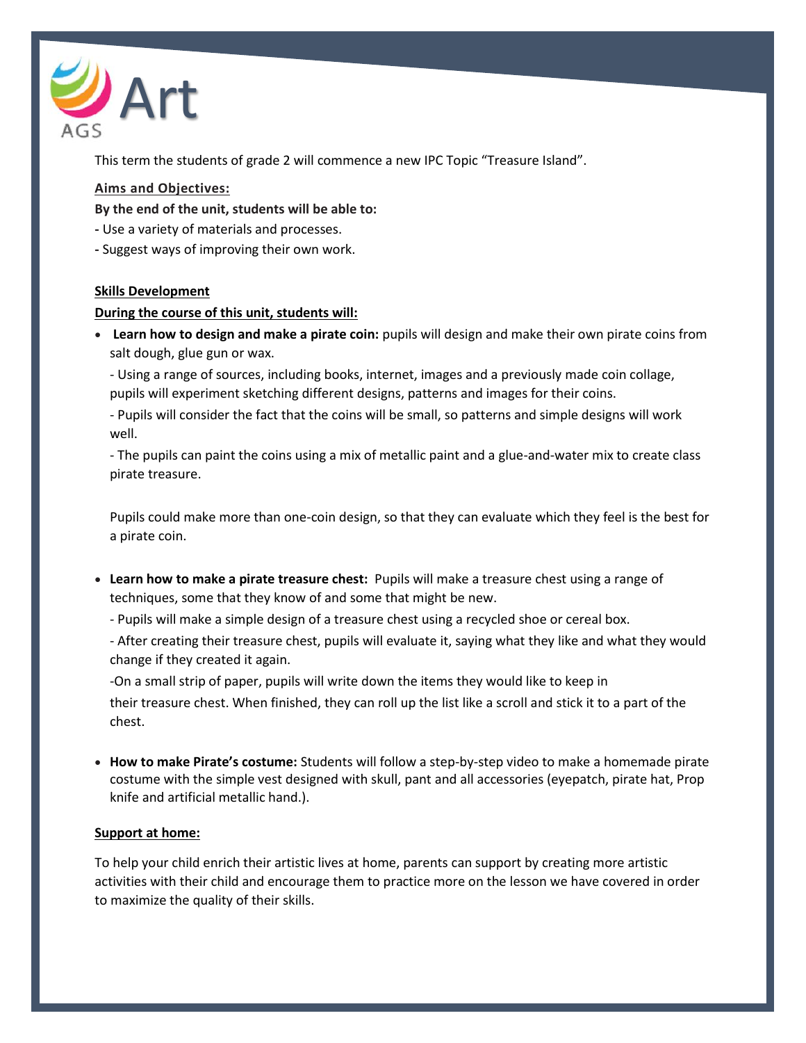# Art

AGS

This term the students of grade 2 will commence a new IPC Topic "Treasure Island".

**Aims and Objectives:**

**By the end of the unit, students will be able to:**

- Use a variety of materials and processes.
- Suggest ways of improving their own work.

**Skills Development**

**During the course of this unit, students will:**

- **Learn how to design and make a pirate coin:** pupils will design and make their own pirate coins from salt dough, glue gun or wax.

  - Using a range of sources, including books, internet, images and a previously made coin collage, pupils will experiment sketching different designs, patterns and images for their coins.

  - Pupils will consider the fact that the coins will be small, so patterns and simple designs will work well.

  - The pupils can paint the coins using a mix of metallic paint and a glue-and-water mix to create class pirate treasure.

  Pupils could make more than one-coin design, so that they can evaluate which they feel is the best for a pirate coin.

- **Learn how to make a pirate treasure chest:** Pupils will make a treasure chest using a range of techniques, some that they know of and some that might be new.

  - Pupils will make a simple design of a treasure chest using a recycled shoe or cereal box.

  - After creating their treasure chest, pupils will evaluate it, saying what they like and what they would change if they created it again.

  -On a small strip of paper, pupils will write down the items they would like to keep in their treasure chest. When finished, they can roll up the list like a scroll and stick it to a part of the chest.

- **How to make Pirate's costume:** Students will follow a step-by-step video to make a homemade pirate costume with the simple vest designed with skull, pant and all accessories (eyepatch, pirate hat, Prop knife and artificial metallic hand.).

**Support at home:**

To help your child enrich their artistic lives at home, parents can support by creating more artistic activities with their child and encourage them to practice more on the lesson we have covered in order to maximize the quality of their skills.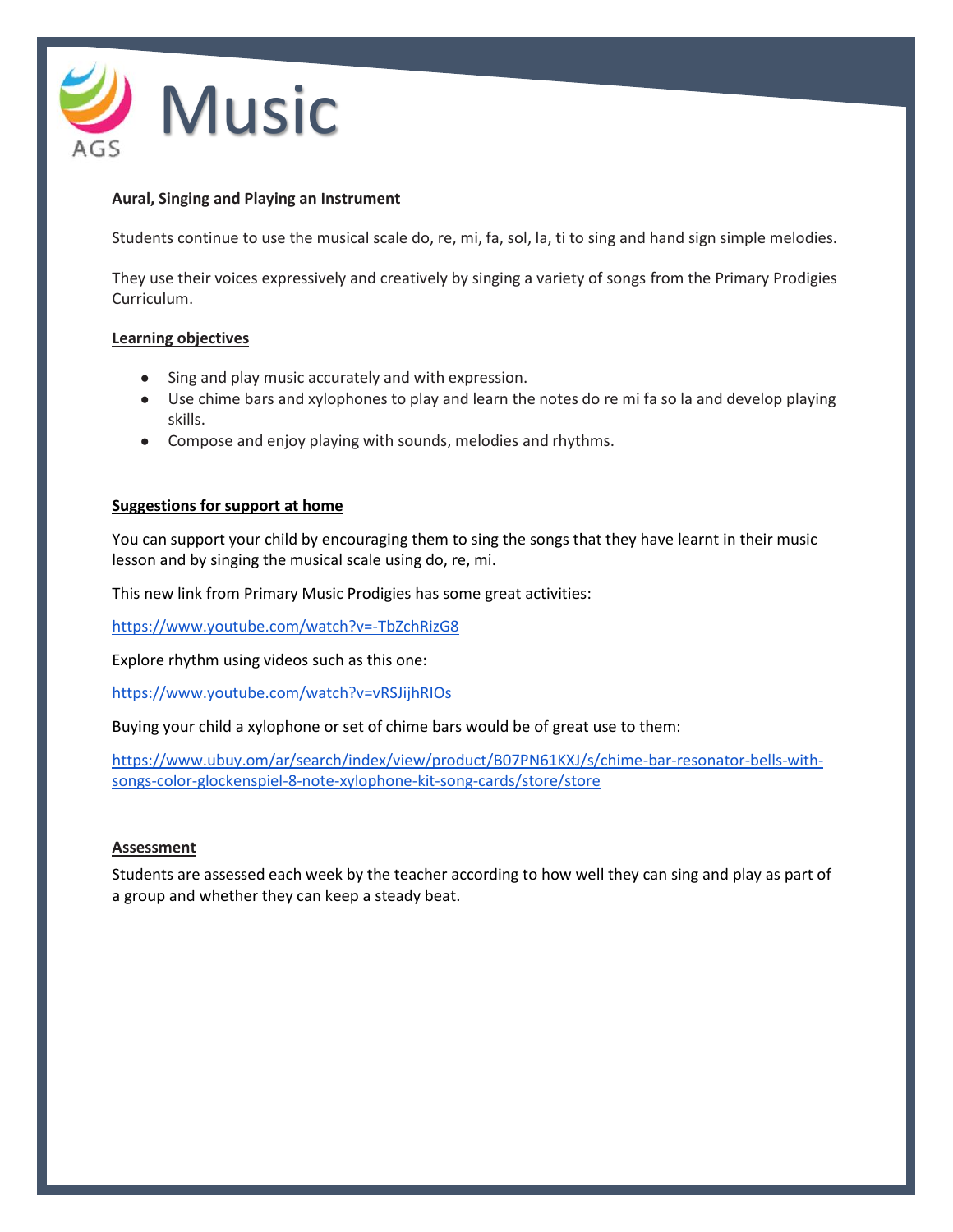# Music

**Aural, Singing and Playing an Instrument**

Students continue to use the musical scale do, re, mi, fa, sol, la, ti to sing and hand sign simple melodies.

They use their voices expressively and creatively by singing a variety of songs from the Primary Prodigies Curriculum.

**Learning objectives**

- Sing and play music accurately and with expression.
- Use chime bars and xylophones to play and learn the notes do re mi fa so la and develop playing skills.
- Compose and enjoy playing with sounds, melodies and rhythms.

**Suggestions for support at home**

You can support your child by encouraging them to sing the songs that they have learnt in their music lesson and by singing the musical scale using do, re, mi.

This new link from Primary Music Prodigies has some great activities:

https://www.youtube.com/watch?v=-TbZchRizG8

Explore rhythm using videos such as this one:

https://www.youtube.com/watch?v=vRSJijhRIOs

Buying your child a xylophone or set of chime bars would be of great use to them:

https://www.ubuy.om/ar/search/index/view/product/B07PN61KXJ/s/chime-bar-resonator-bells-with-songs-color-glockenspiel-8-note-xylophone-kit-song-cards/store/store

**Assessment**

Students are assessed each week by the teacher according to how well they can sing and play as part of a group and whether they can keep a steady beat.